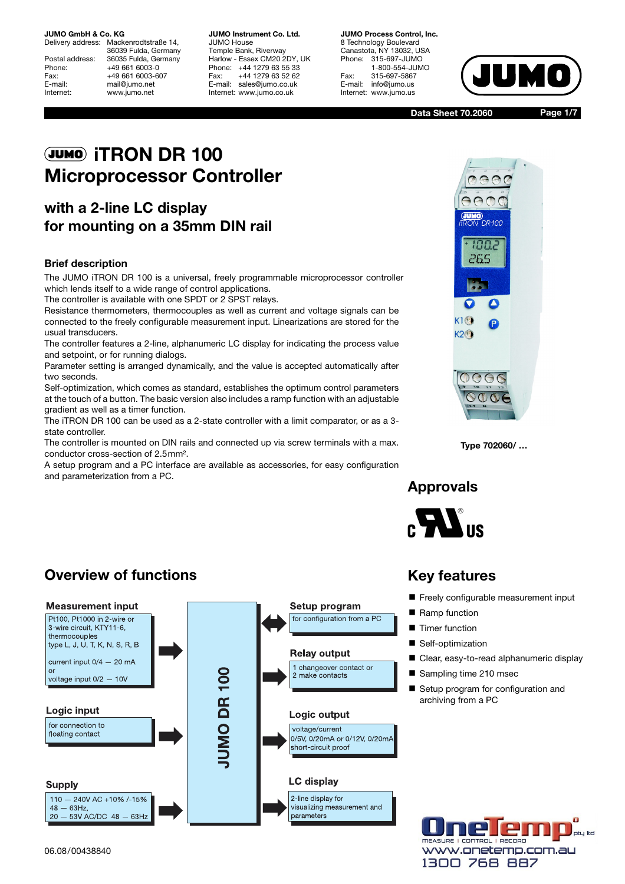**JUMO GmbH & Co. KG**
Delivery address: Mackenrodtstraße 14, 36039 Fulda, Germany
Postal address: 36035 Fulda, Germany
Phone: +49 661 6003-0
Fax: +49 661 6003-607
E-mail: mail@jumo.net
Internet: www.jumo.net

**JUMO Instrument Co. Ltd.**
JUMO House
Temple Bank, Riverway
Harlow - Essex CM20 2DY, UK
Phone: +44 1279 63 55 33
Fax: +44 1279 63 52 62
E-mail: sales@jumo.co.uk
Internet: www.jumo.co.uk

**JUMO Process Control, Inc.**
8 Technology Boulevard
Canastota, NY 13032, USA
Phone: 315-697-JUMO
1-800-554-JUMO
Fax: 315-697-5867
E-mail: info@jumo.us
Internet: www.jumo.us

**Data Sheet 70.2060**

# JUMO iTRON DR 100 Microprocessor Controller

## with a 2-line LC display for mounting on a 35mm DIN rail

### Brief description

The JUMO iTRON DR 100 is a universal, freely programmable microprocessor controller which lends itself to a wide range of control applications.
The controller is available with one SPDT or 2 SPST relays.
Resistance thermometers, thermocouples as well as current and voltage signals can be connected to the freely configurable measurement input. Linearizations are stored for the usual transducers.
The controller features a 2-line, alphanumeric LC display for indicating the process value and setpoint, or for running dialogs.
Parameter setting is arranged dynamically, and the value is accepted automatically after two seconds.
Self-optimization, which comes as standard, establishes the optimum control parameters at the touch of a button. The basic version also includes a ramp function with an adjustable gradient as well as a timer function.
The iTRON DR 100 can be used as a 2-state controller with a limit comparator, or as a 3-state controller.
The controller is mounted on DIN rails and connected up via screw terminals with a max. conductor cross-section of 2.5mm².
A setup program and a PC interface are available as accessories, for easy configuration and parameterization from a PC.

Type 702060/ …

## Approvals

c UL us

## Overview of functions

**JUMO DR 100**

**Measurement input**
Pt100, Pt1000 in 2-wire or 3-wire circuit, KTY11-6, thermocouples type L, J, U, T, K, N, S, R, B
current input 0/4 — 20 mA or voltage input 0/2 — 10V

**Logic input**
for connection to floating contact

**Supply**
110 — 240V AC +10% /-15% 48 — 63Hz,
20 — 53V AC/DC 48 — 63Hz

**Setup program**
for configuration from a PC

**Relay output**
1 changeover contact or 2 make contacts

**Logic output**
voltage/current 0/5V, 0/20mA or 0/12V, 0/20mA short-circuit proof

**LC display**
2-line display for visualizing measurement and parameters

## Key features

- Freely configurable measurement input
- Ramp function
- Timer function
- Self-optimization
- Clear, easy-to-read alphanumeric display
- Sampling time 210 msec
- Setup program for configuration and archiving from a PC

06.08/00438840

OneTemp pty ltd — MEASURE | CONTROL | RECORD
www.onetemp.com.au
1300 768 887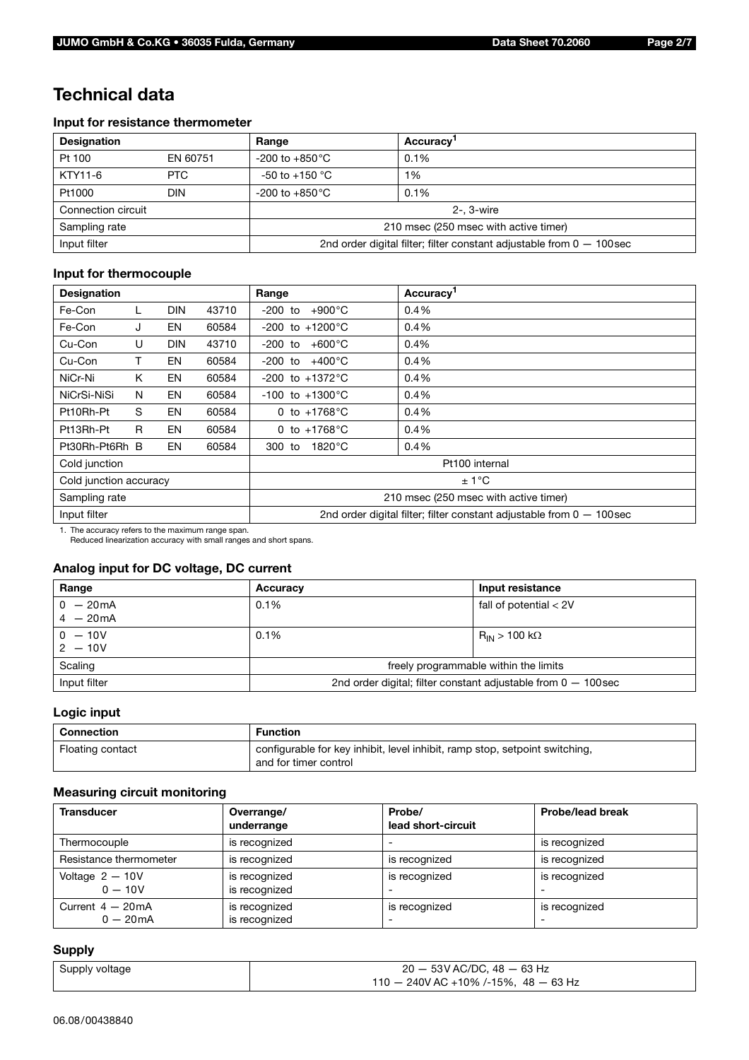# Technical data

### Input for resistance thermometer

| Designation | | Range | Accuracy[1] |
|---|---|---|---|
| Pt 100 | EN 60751 | -200 to +850°C | 0.1% |
| KTY11-6 | PTC | -50 to +150 °C | 1% |
| Pt1000 | DIN | -200 to +850°C | 0.1% |
| Connection circuit | | 2-, 3-wire | |
| Sampling rate | | 210 msec (250 msec with active timer) | |
| Input filter | | 2nd order digital filter; filter constant adjustable from 0 — 100sec | |

### Input for thermocouple

| Designation | | | | Range | Accuracy[1] |
|---|---|---|---|---|---|
| Fe-Con | L | DIN | 43710 | -200 to +900°C | 0.4% |
| Fe-Con | J | EN | 60584 | -200 to +1200°C | 0.4% |
| Cu-Con | U | DIN | 43710 | -200 to +600°C | 0.4% |
| Cu-Con | T | EN | 60584 | -200 to +400°C | 0.4% |
| NiCr-Ni | K | EN | 60584 | -200 to +1372°C | 0.4% |
| NiCrSi-NiSi | N | EN | 60584 | -100 to +1300°C | 0.4% |
| Pt10Rh-Pt | S | EN | 60584 | 0 to +1768°C | 0.4% |
| Pt13Rh-Pt | R | EN | 60584 | 0 to +1768°C | 0.4% |
| Pt30Rh-Pt6Rh | B | EN | 60584 | 300 to 1820°C | 0.4% |
| Cold junction | | | | Pt100 internal | |
| Cold junction accuracy | | | | ± 1°C | |
| Sampling rate | | | | 210 msec (250 msec with active timer) | |
| Input filter | | | | 2nd order digital filter; filter constant adjustable from 0 — 100sec | |

1. The accuracy refers to the maximum range span.
Reduced linearization accuracy with small ranges and short spans.

### Analog input for DC voltage, DC current

| Range | Accuracy | Input resistance |
|---|---|---|
| 0 — 20mA<br>4 — 20mA | 0.1% | fall of potential < 2V |
| 0 — 10V<br>2 — 10V | 0.1% | $R_{IN}$ > 100 kΩ |
| Scaling | freely programmable within the limits | |
| Input filter | 2nd order digital; filter constant adjustable from 0 — 100sec | |

### Logic input

| Connection | Function |
|---|---|
| Floating contact | configurable for key inhibit, level inhibit, ramp stop, setpoint switching, and for timer control |

### Measuring circuit monitoring

| Transducer | Overrange/ underrange | Probe/ lead short-circuit | Probe/lead break |
|---|---|---|---|
| Thermocouple | is recognized | - | is recognized |
| Resistance thermometer | is recognized | is recognized | is recognized |
| Voltage 2 — 10V<br>0 — 10V | is recognized<br>is recognized | is recognized<br>- | is recognized<br>- |
| Current 4 — 20mA<br>0 — 20mA | is recognized<br>is recognized | is recognized<br>- | is recognized<br>- |

### Supply

| Supply voltage | 20 — 53V AC/DC, 48 — 63 Hz<br>110 — 240V AC +10% /-15%, 48 — 63 Hz |
|---|---|

06.08/00438840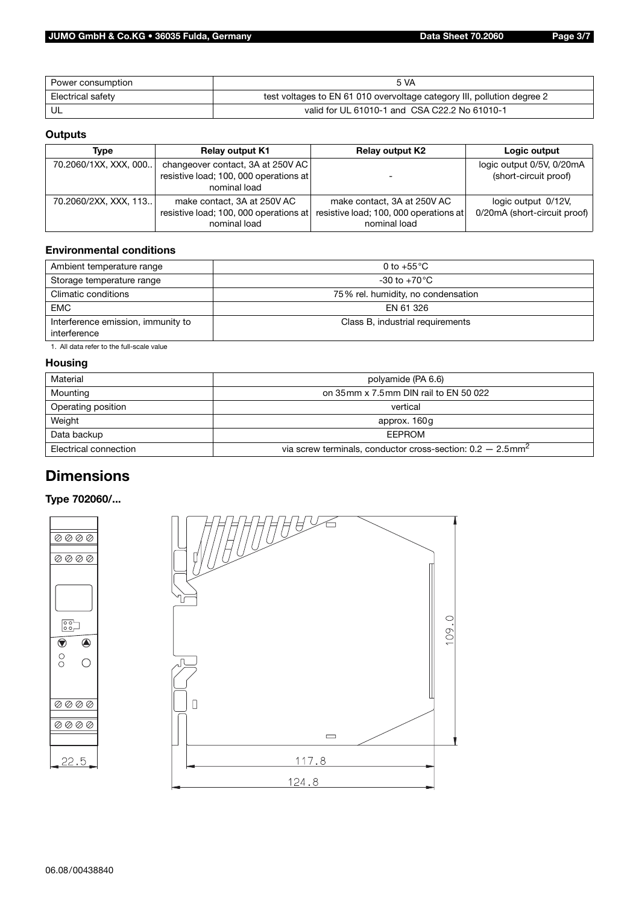| Power consumption | 5 VA |
| --- | --- |
| Electrical safety | test voltages to EN 61 010 overvoltage category III, pollution degree 2 |
| UL | valid for UL 61010-1 and CSA C22.2 No 61010-1 |

### Outputs

| Type | Relay output K1 | Relay output K2 | Logic output |
| --- | --- | --- | --- |
| 70.2060/1XX, XXX, 000.. | changeover contact, 3A at 250V AC resistive load; 100, 000 operations at nominal load | - | logic output 0/5V, 0/20mA (short-circuit proof) |
| 70.2060/2XX, XXX, 113.. | make contact, 3A at 250V AC resistive load; 100, 000 operations at nominal load | make contact, 3A at 250V AC resistive load; 100, 000 operations at nominal load | logic output 0/12V, 0/20mA (short-circuit proof) |

### Environmental conditions

| Ambient temperature range | 0 to +55°C |
| --- | --- |
| Storage temperature range | -30 to +70°C |
| Climatic conditions | 75% rel. humidity, no condensation |
| EMC | EN 61 326 |
| Interference emission, immunity to interference | Class B, industrial requirements |

1. All data refer to the full-scale value

### Housing

| Material | polyamide (PA 6.6) |
| --- | --- |
| Mounting | on 35mm x 7.5mm DIN rail to EN 50 022 |
| Operating position | vertical |
| Weight | approx. 160g |
| Data backup | EEPROM |
| Electrical connection | via screw terminals, conductor cross-section: 0.2 — 2.5mm$^2$ |

## Dimensions

### Type 702060/...

22.5

109.0

117.8

124.8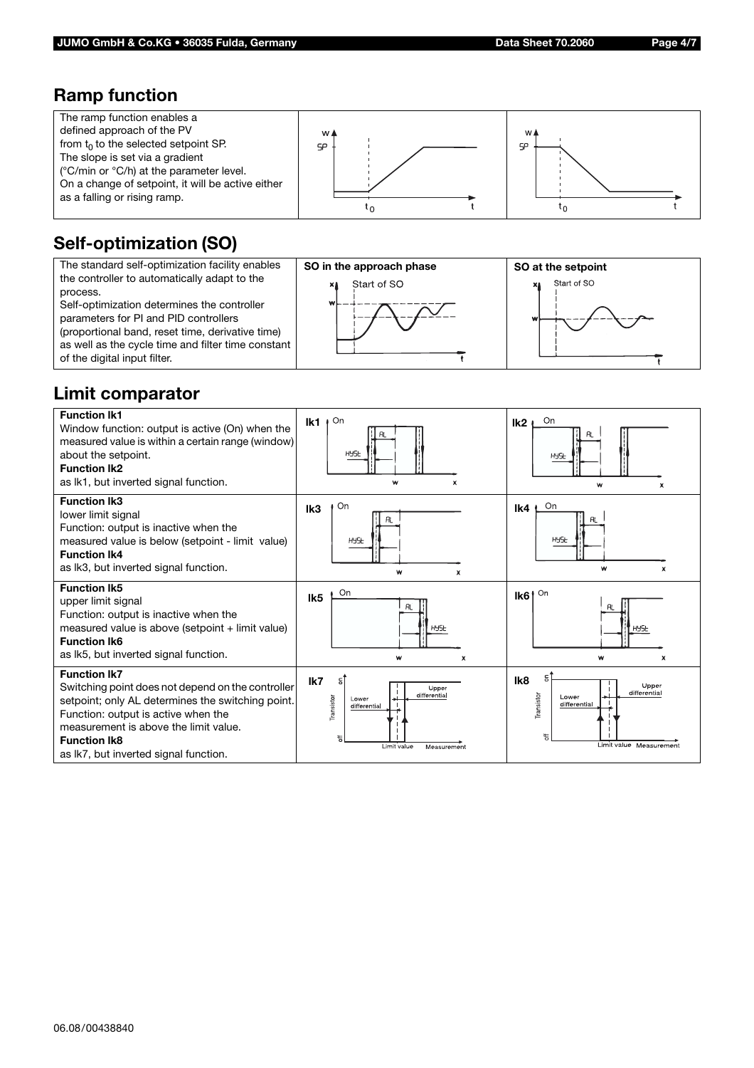## Ramp function

The ramp function enables a defined approach of the PV from $t_0$ to the selected setpoint SP.
The slope is set via a gradient (°C/min or °C/h) at the parameter level.
On a change of setpoint, it will be active either as a falling or rising ramp.

## Self-optimization (SO)

The standard self-optimization facility enables the controller to automatically adapt to the process.
Self-optimization determines the controller parameters for PI and PID controllers (proportional band, reset time, derivative time) as well as the cycle time and filter time constant of the digital input filter.

**SO in the approach phase**

**SO at the setpoint**

## Limit comparator

**Function lk1**
Window function: output is active (On) when the measured value is within a certain range (window) about the setpoint.
**Function lk2**
as lk1, but inverted signal function.

**Function lk3**
lower limit signal
Function: output is inactive when the measured value is below (setpoint - limit value)
**Function lk4**
as lk3, but inverted signal function.

**Function lk5**
upper limit signal
Function: output is inactive when the measured value is above (setpoint + limit value)
**Function lk6**
as lk5, but inverted signal function.

**Function lk7**
Switching point does not depend on the controller setpoint; only AL determines the switching point.
Function: output is active when the measurement is above the limit value.
**Function lk8**
as lk7, but inverted signal function.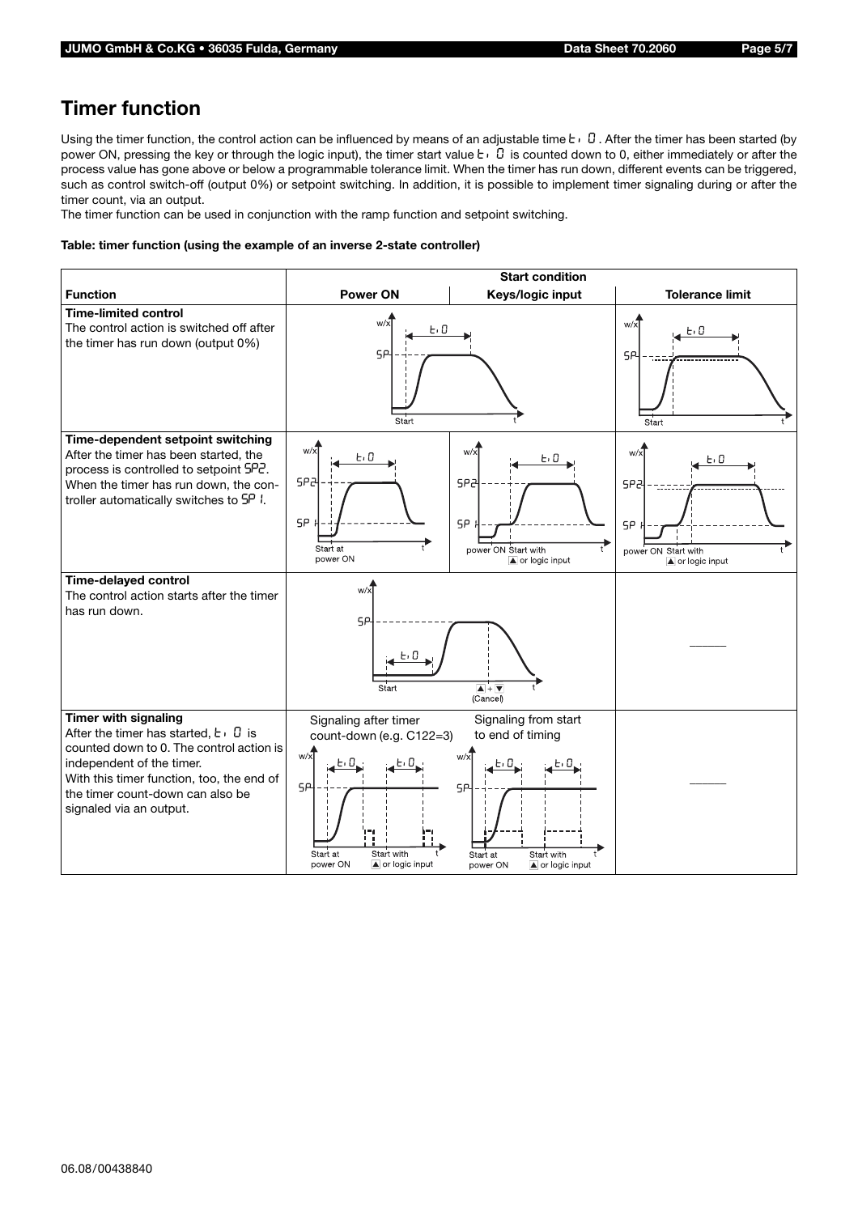# Timer function

Using the timer function, the control action can be influenced by means of an adjustable time t1 0. After the timer has been started (by power ON, pressing the key or through the logic input), the timer start value t1 0 is counted down to 0, either immediately or after the process value has gone above or below a programmable tolerance limit. When the timer has run down, different events can be triggered, such as control switch-off (output 0%) or setpoint switching. In addition, it is possible to implement timer signaling during or after the timer count, via an output.

The timer function can be used in conjunction with the ramp function and setpoint switching.

**Table: timer function (using the example of an inverse 2-state controller)**

| Function | Start condition | | |
|---|---|---|---|
| | **Power ON** | **Keys/logic input** | **Tolerance limit** |
| **Time-limited control**<br>The control action is switched off after the timer has run down (output 0%) | w/x, t1 0, SP, Start, t | | w/x, t1 0, SP, Start, t |
| **Time-dependent setpoint switching**<br>After the timer has been started, the process is controlled to setpoint SP2. When the timer has run down, the controller automatically switches to SP1. | w/x, t1 0, SP2, SP1, Start at power ON, t | w/x, t1 0, SP2, SP1, power ON Start with ▲ or logic input, t | w/x, t1 0, SP2, SP1, power ON Start with ▲ or logic input, t |
| **Time-delayed control**<br>The control action starts after the timer has run down. | w/x, SP, t1 0, Start, ▲ + ▼ (Cancel), t | | ——— |
| **Timer with signaling**<br>After the timer has started, t1 0 is counted down to 0. The control action is independent of the timer.<br>With this timer function, too, the end of the timer count-down can also be signaled via an output. | Signaling after timer count-down (e.g. C122=3)<br>w/x, t1 0, t1 0, SP, Start at power ON, Start with ▲ or logic input, t | Signaling from start to end of timing<br>w/x, t1 0, t1 0, SP, Start at power ON, Start with ▲ or logic input, t | ——— |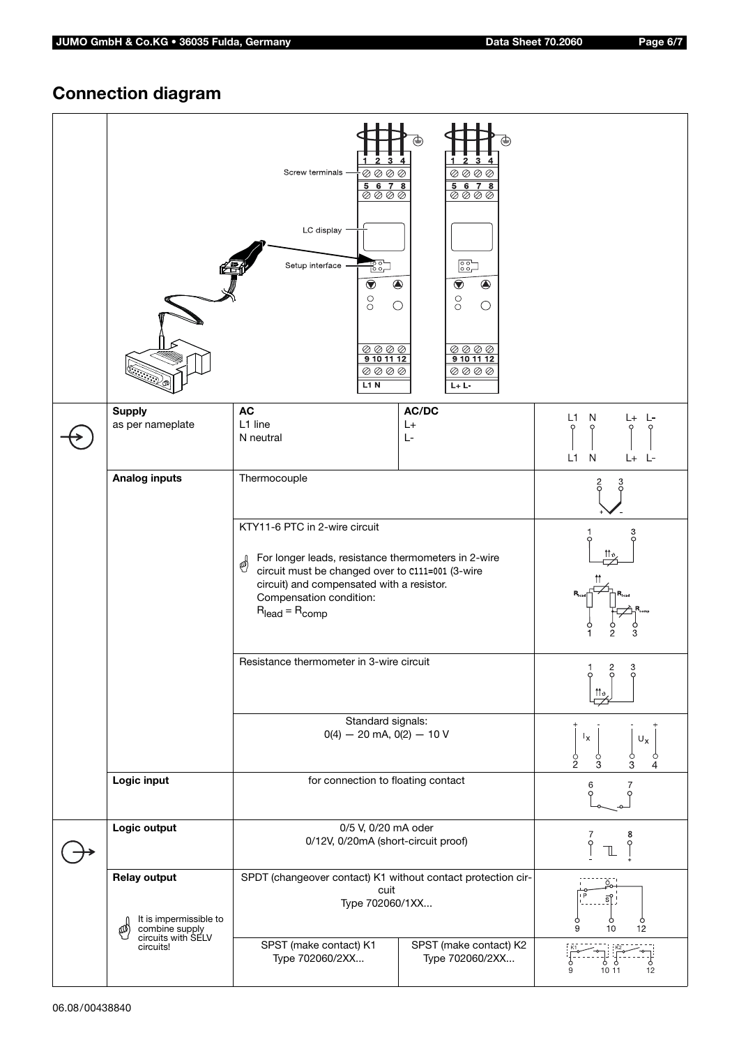## Connection diagram

Screw terminals

LC display

Setup interface

| | | | | |
|---|---|---|---|---|
| | **Supply** as per nameplate | **AC** L1 line N neutral | **AC/DC** L+ L- | L1 N L+ L- |
| | **Analog inputs** | Thermocouple | | 2 (+) 3 (-) |
| | | KTY11-6 PTC in 2-wire circuit<br><br>For longer leads, resistance thermometers in 2-wire circuit must be changed over to C111=001 (3-wire circuit) and compensated with a resistor. Compensation condition: $R_{lead} = R_{comp}$ | | 1 3 / $R_{lead}$ $R_{lead}$ $R_{comp}$ 1 2 3 |
| | | Resistance thermometer in 3-wire circuit | | 1 2 3 |
| | | Standard signals: 0(4) — 20 mA, 0(2) — 10 V | | $I_x$: 2 (+) 3 (-); $U_x$: 3 (-) 4 (+) |
| | **Logic input** | for connection to floating contact | | 6 7 |
| | **Logic output** | 0/5 V, 0/20 mA oder 0/12V, 0/20mA (short-circuit proof) | | 7 (-) 8 (+) |
| | **Relay output**<br><br>It is impermissible to combine supply circuits with SELV circuits! | SPDT (changeover contact) K1 without contact protection circuit Type 702060/1XX... | | 9 10 12 |
| | | SPST (make contact) K1 Type 702060/2XX... | SPST (make contact) K2 Type 702060/2XX... | K1: 9 10; K2: 11 12 |

06.08/00438840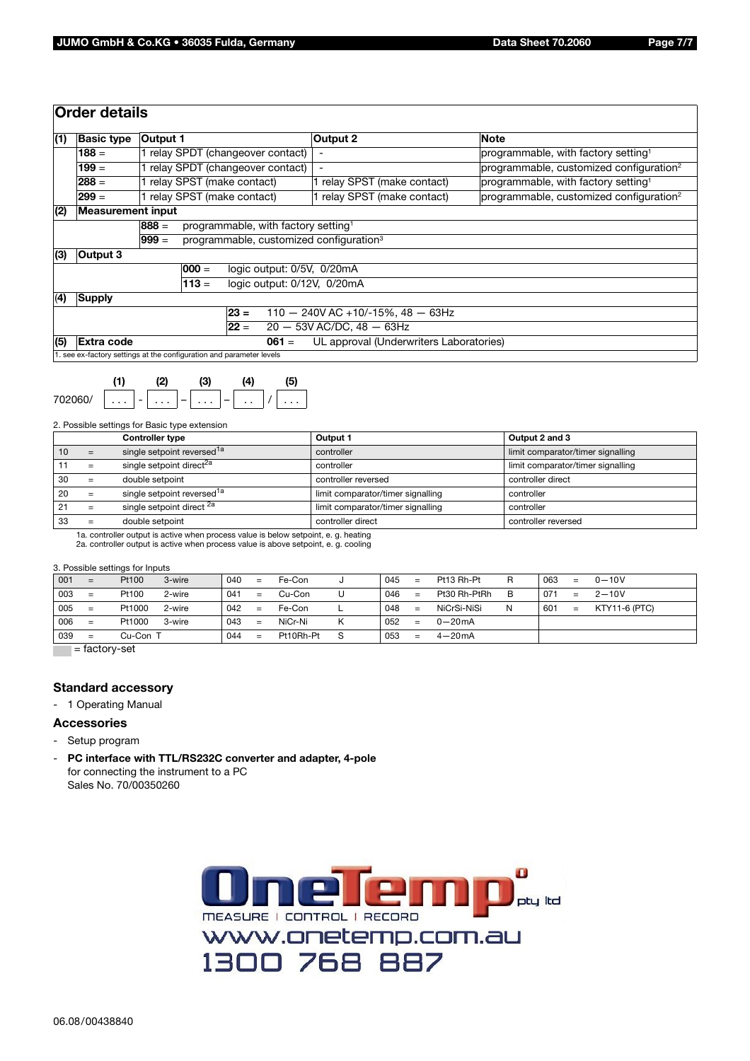## Order details

| (1) | Basic type | Output 1 | Output 2 | Note |
|---|---|---|---|---|
| | **188** = | 1 relay SPDT (changeover contact) | - | programmable, with factory setting[1] |
| | **199** = | 1 relay SPDT (changeover contact) | - | programmable, customized configuration[2] |
| | **288** = | 1 relay SPST (make contact) | 1 relay SPST (make contact) | programmable, with factory setting[1] |
| | **299** = | 1 relay SPST (make contact) | 1 relay SPST (make contact) | programmable, customized configuration[2] |
| **(2)** | **Measurement input** | | | |
| | | **888** = | programmable, with factory setting[1] | |
| | | **999** = | programmable, customized configuration[3] | |
| **(3)** | **Output 3** | | | |
| | | **000** = | logic output: 0/5V, 0/20mA | |
| | | **113** = | logic output: 0/12V, 0/20mA | |
| **(4)** | **Supply** | | | |
| | | **23** = | 110 — 240V AC +10/-15%, 48 — 63Hz | |
| | | **22** = | 20 — 53V AC/DC, 48 — 63Hz | |
| **(5)** | **Extra code** | **061** = | UL approval (Underwriters Laboratories) | |

1. see ex-factory settings at the configuration and parameter levels

```
           (1)     (2)     (3)     (4)     (5)
702060/   ...  -  ...  –  ...  –  ..   /  ...
```

2. Possible settings for Basic type extension

| | | Controller type | Output 1 | Output 2 and 3 |
|---|---|---|---|---|
| 10 | = | single setpoint reversed[1a] | controller | limit comparator/timer signalling |
| 11 | = | single setpoint direct[2a] | controller | limit comparator/timer signalling |
| 30 | = | double setpoint | controller reversed | controller direct |
| 20 | = | single setpoint reversed[1a] | limit comparator/timer signalling | controller |
| 21 | = | single setpoint direct [2a] | limit comparator/timer signalling | controller |
| 33 | = | double setpoint | controller direct | controller reversed |

1a. controller output is active when process value is below setpoint, e. g. heating
2a. controller output is active when process value is above setpoint, e. g. cooling

3. Possible settings for Inputs

| | | | | | | | | | | | | | | | | |
|---|---|---|---|---|---|---|---|---|---|---|---|---|---|---|---|---|
| 001 | = | Pt100 | 3-wire | 040 | = | Fe-Con | J | 045 | = | Pt13 Rh-Pt | R | 063 | = | 0—10V |
| 003 | = | Pt100 | 2-wire | 041 | = | Cu-Con | U | 046 | = | Pt30 Rh-PtRh | B | 071 | = | 2—10V |
| 005 | = | Pt1000 | 2-wire | 042 | = | Fe-Con | L | 048 | = | NiCrSi-NiSi | N | 601 | = | KTY11-6 (PTC) |
| 006 | = | Pt1000 | 3-wire | 043 | = | NiCr-Ni | K | 052 | = | 0—20mA | | | | |
| 039 | = | Cu-Con T | | 044 | = | Pt10Rh-Pt | S | 053 | = | 4—20mA | | | | |

= factory-set

### Standard accessory

- 1 Operating Manual

### Accessories

- Setup program
- **PC interface with TTL/RS232C converter and adapter, 4-pole**
  for connecting the instrument to a PC
  Sales No. 70/00350260

OneTemp pty ltd
MEASURE | CONTROL | RECORD
www.onetemp.com.au
1300 768 887

06.08/00438840